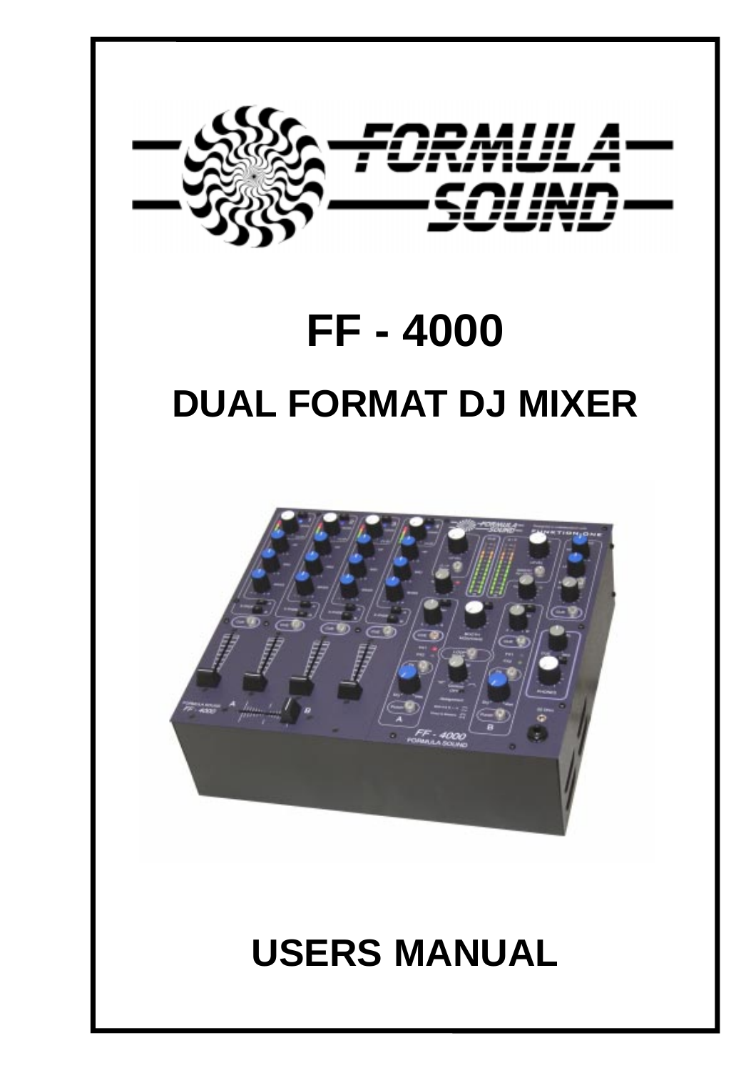FORMULA SOUND

# FF - 4000

## DUAL FORMAT DJ MIXER

## USERS MANUAL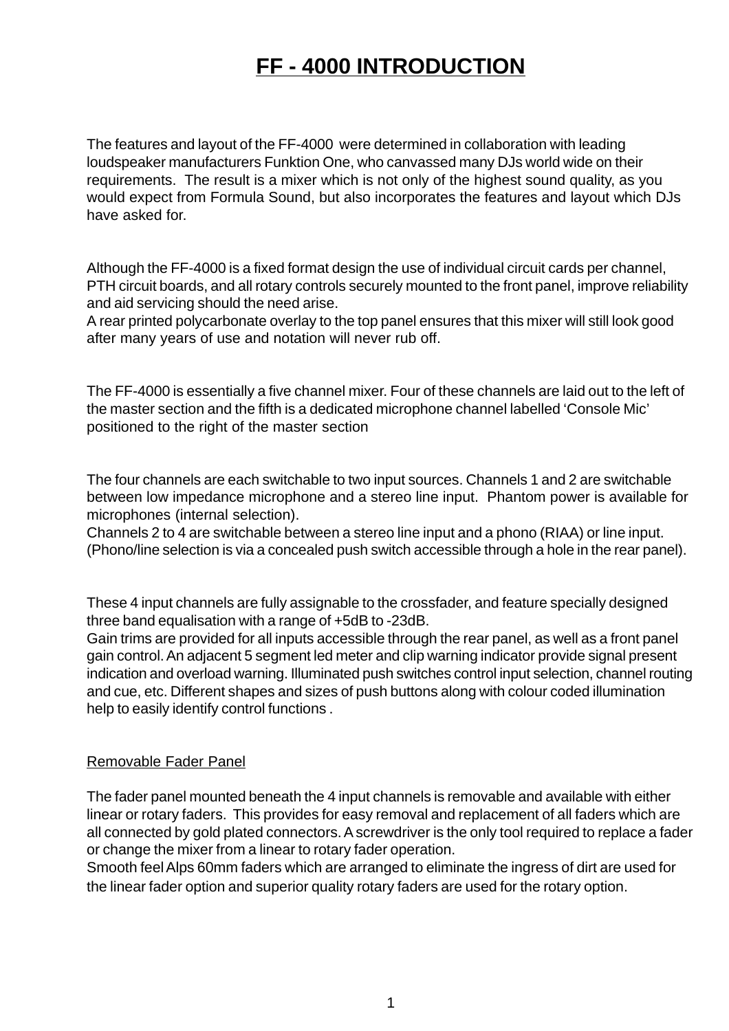# FF - 4000 INTRODUCTION

The features and layout of the FF-4000 were determined in collaboration with leading loudspeaker manufacturers Funktion One, who canvassed many DJs world wide on their requirements. The result is a mixer which is not only of the highest sound quality, as you would expect from Formula Sound, but also incorporates the features and layout which DJs have asked for.

Although the FF-4000 is a fixed format design the use of individual circuit cards per channel, PTH circuit boards, and all rotary controls securely mounted to the front panel, improve reliability and aid servicing should the need arise.
A rear printed polycarbonate overlay to the top panel ensures that this mixer will still look good after many years of use and notation will never rub off.

The FF-4000 is essentially a five channel mixer. Four of these channels are laid out to the left of the master section and the fifth is a dedicated microphone channel labelled 'Console Mic' positioned to the right of the master section

The four channels are each switchable to two input sources. Channels 1 and 2 are switchable between low impedance microphone and a stereo line input. Phantom power is available for microphones (internal selection).
Channels 2 to 4 are switchable between a stereo line input and a phono (RIAA) or line input. (Phono/line selection is via a concealed push switch accessible through a hole in the rear panel).

These 4 input channels are fully assignable to the crossfader, and feature specially designed three band equalisation with a range of +5dB to -23dB.
Gain trims are provided for all inputs accessible through the rear panel, as well as a front panel gain control. An adjacent 5 segment led meter and clip warning indicator provide signal present indication and overload warning. Illuminated push switches control input selection, channel routing and cue, etc. Different shapes and sizes of push buttons along with colour coded illumination help to easily identify control functions .

## Removable Fader Panel

The fader panel mounted beneath the 4 input channels is removable and available with either linear or rotary faders. This provides for easy removal and replacement of all faders which are all connected by gold plated connectors. A screwdriver is the only tool required to replace a fader or change the mixer from a linear to rotary fader operation.
Smooth feel Alps 60mm faders which are arranged to eliminate the ingress of dirt are used for the linear fader option and superior quality rotary faders are used for the rotary option.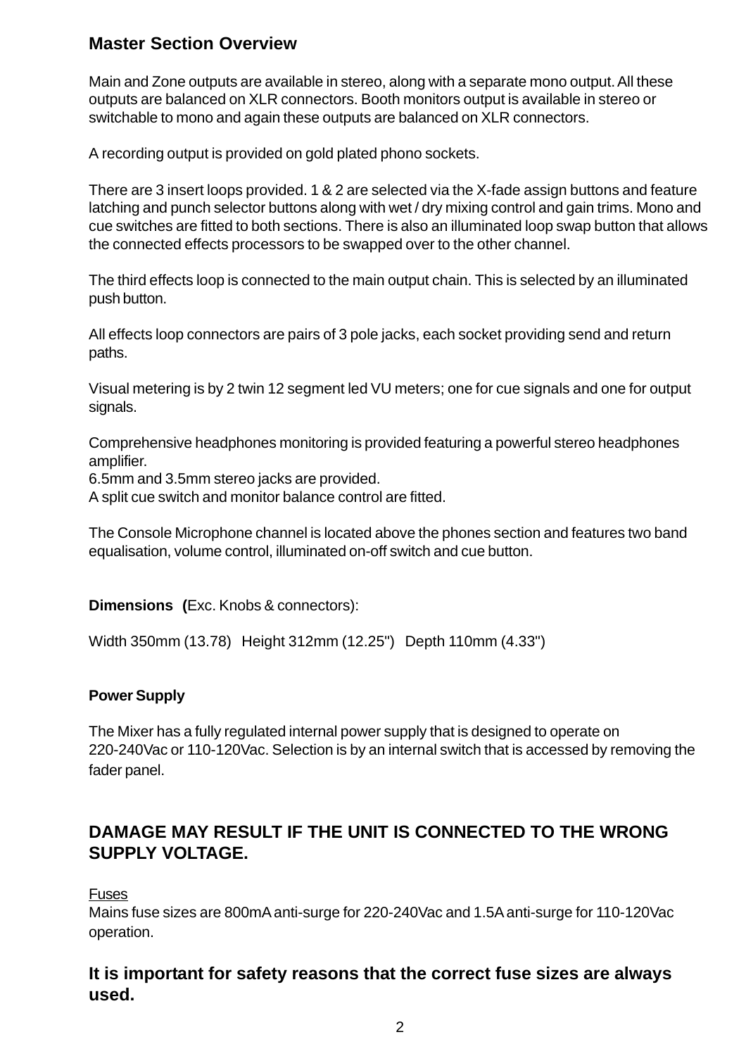## Master Section Overview

Main and Zone outputs are available in stereo, along with a separate mono output. All these outputs are balanced on XLR connectors. Booth monitors output is available in stereo or switchable to mono and again these outputs are balanced on XLR connectors.

A recording output is provided on gold plated phono sockets.

There are 3 insert loops provided. 1 & 2 are selected via the X-fade assign buttons and feature latching and punch selector buttons along with wet / dry mixing control and gain trims. Mono and cue switches are fitted to both sections. There is also an illuminated loop swap button that allows the connected effects processors to be swapped over to the other channel.

The third effects loop is connected to the main output chain. This is selected by an illuminated push button.

All effects loop connectors are pairs of 3 pole jacks, each socket providing send and return paths.

Visual metering is by 2 twin 12 segment led VU meters; one for cue signals and one for output signals.

Comprehensive headphones monitoring is provided featuring a powerful stereo headphones amplifier.
6.5mm and 3.5mm stereo jacks are provided.
A split cue switch and monitor balance control are fitted.

The Console Microphone channel is located above the phones section and features two band equalisation, volume control, illuminated on-off switch and cue button.

**Dimensions (**Exc. Knobs & connectors):

Width 350mm (13.78) Height 312mm (12.25") Depth 110mm (4.33")

**Power Supply**

The Mixer has a fully regulated internal power supply that is designed to operate on 220-240Vac or 110-120Vac. Selection is by an internal switch that is accessed by removing the fader panel.

### DAMAGE MAY RESULT IF THE UNIT IS CONNECTED TO THE WRONG SUPPLY VOLTAGE.

Fuses
Mains fuse sizes are 800mA anti-surge for 220-240Vac and 1.5A anti-surge for 110-120Vac operation.

### It is important for safety reasons that the correct fuse sizes are always used.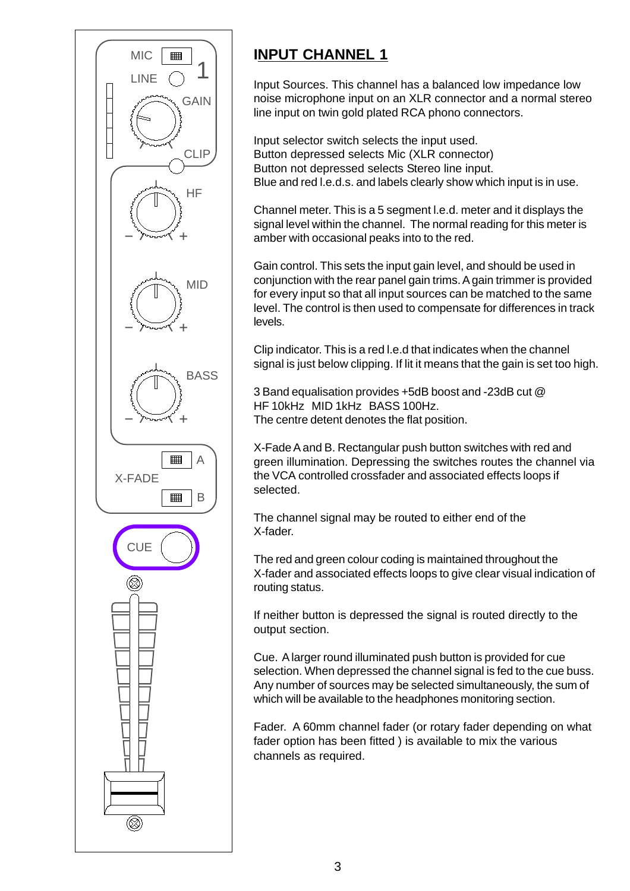## INPUT CHANNEL 1

Input Sources. This channel has a balanced low impedance low noise microphone input on an XLR connector and a normal stereo line input on twin gold plated RCA phono connectors.

Input selector switch selects the input used.
Button depressed selects Mic (XLR connector)
Button not depressed selects Stereo line input.
Blue and red l.e.d.s. and labels clearly show which input is in use.

Channel meter. This is a 5 segment l.e.d. meter and it displays the signal level within the channel. The normal reading for this meter is amber with occasional peaks into to the red.

Gain control. This sets the input gain level, and should be used in conjunction with the rear panel gain trims. A gain trimmer is provided for every input so that all input sources can be matched to the same level. The control is then used to compensate for differences in track levels.

Clip indicator. This is a red l.e.d that indicates when the channel signal is just below clipping. If lit it means that the gain is set too high.

3 Band equalisation provides +5dB boost and -23dB cut @
HF 10kHz MID 1kHz BASS 100Hz.
The centre detent denotes the flat position.

X-Fade A and B. Rectangular push button switches with red and green illumination. Depressing the switches routes the channel via the VCA controlled crossfader and associated effects loops if selected.

The channel signal may be routed to either end of the X-fader.

The red and green colour coding is maintained throughout the X-fader and associated effects loops to give clear visual indication of routing status.

If neither button is depressed the signal is routed directly to the output section.

Cue. A larger round illuminated push button is provided for cue selection. When depressed the channel signal is fed to the cue buss. Any number of sources may be selected simultaneously, the sum of which will be available to the headphones monitoring section.

Fader. A 60mm channel fader (or rotary fader depending on what fader option has been fitted ) is available to mix the various channels as required.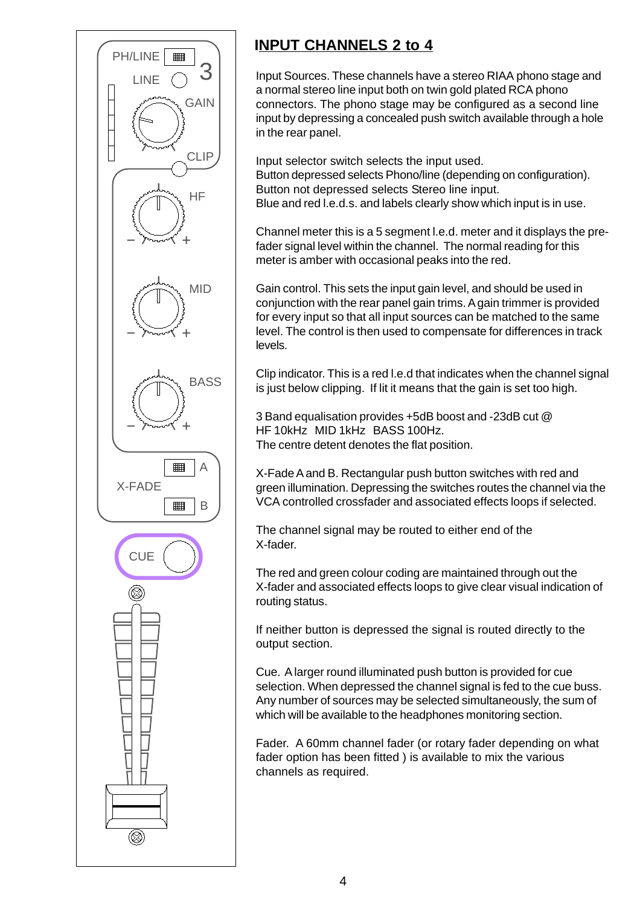## INPUT CHANNELS 2 to 4

Input Sources. These channels have a stereo RIAA phono stage and a normal stereo line input both on twin gold plated RCA phono connectors. The phono stage may be configured as a second line input by depressing a concealed push switch available through a hole in the rear panel.

Input selector switch selects the input used.
Button depressed selects Phono/line (depending on configuration).
Button not depressed selects Stereo line input.
Blue and red l.e.d.s. and labels clearly show which input is in use.

Channel meter this is a 5 segment l.e.d. meter and it displays the pre-fader signal level within the channel. The normal reading for this meter is amber with occasional peaks into the red.

Gain control. This sets the input gain level, and should be used in conjunction with the rear panel gain trims. A gain trimmer is provided for every input so that all input sources can be matched to the same level. The control is then used to compensate for differences in track levels.

Clip indicator. This is a red l.e.d that indicates when the channel signal is just below clipping. If lit it means that the gain is set too high.

3 Band equalisation provides +5dB boost and -23dB cut @
HF 10kHz MID 1kHz BASS 100Hz.
The centre detent denotes the flat position.

X-Fade A and B. Rectangular push button switches with red and green illumination. Depressing the switches routes the channel via the VCA controlled crossfader and associated effects loops if selected.

The channel signal may be routed to either end of the X-fader.

The red and green colour coding are maintained through out the X-fader and associated effects loops to give clear visual indication of routing status.

If neither button is depressed the signal is routed directly to the output section.

Cue. A larger round illuminated push button is provided for cue selection. When depressed the channel signal is fed to the cue buss. Any number of sources may be selected simultaneously, the sum of which will be available to the headphones monitoring section.

Fader. A 60mm channel fader (or rotary fader depending on what fader option has been fitted ) is available to mix the various channels as required.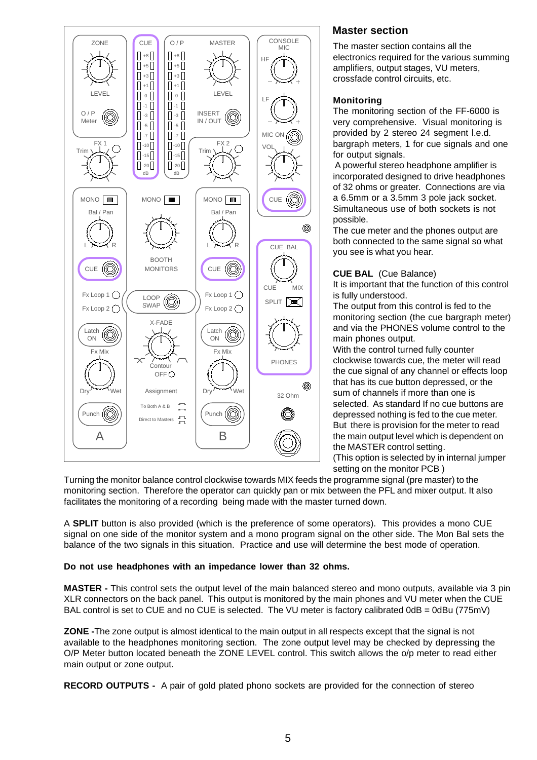## Master section

The master section contains all the electronics required for the various summing amplifiers, output stages, VU meters, crossfade control circuits, etc.

### Monitoring

The monitoring section of the FF-6000 is very comprehensive. Visual monitoring is provided by 2 stereo 24 segment l.e.d. bargraph meters, 1 for cue signals and one for output signals.

A powerful stereo headphone amplifier is incorporated designed to drive headphones of 32 ohms or greater. Connections are via a 6.5mm or a 3.5mm 3 pole jack socket. Simultaneous use of both sockets is not possible.

The cue meter and the phones output are both connected to the same signal so what you see is what you hear.

**CUE BAL** (Cue Balance)

It is important that the function of this control is fully understood.

The output from this control is fed to the monitoring section (the cue bargraph meter) and via the PHONES volume control to the main phones output.

With the control turned fully counter clockwise towards cue, the meter will read the cue signal of any channel or effects loop that has its cue button depressed, or the sum of channels if more than one is selected. As standard If no cue buttons are depressed nothing is fed to the cue meter. But there is provision for the meter to read the main output level which is dependent on the MASTER control setting.

(This option is selected by in internal jumper setting on the monitor PCB )

Turning the monitor balance control clockwise towards MIX feeds the programme signal (pre master) to the monitoring section. Therefore the operator can quickly pan or mix between the PFL and mixer output. It also facilitates the monitoring of a recording being made with the master turned down.

A **SPLIT** button is also provided (which is the preference of some operators). This provides a mono CUE signal on one side of the monitor system and a mono program signal on the other side. The Mon Bal sets the balance of the two signals in this situation. Practice and use will determine the best mode of operation.

**Do not use headphones with an impedance lower than 32 ohms.**

**MASTER -** This control sets the output level of the main balanced stereo and mono outputs, available via 3 pin XLR connectors on the back panel. This output is monitored by the main phones and VU meter when the CUE BAL control is set to CUE and no CUE is selected. The VU meter is factory calibrated 0dB = 0dBu (775mV)

**ZONE -**The zone output is almost identical to the main output in all respects except that the signal is not available to the headphones monitoring section. The zone output level may be checked by depressing the O/P Meter button located beneath the ZONE LEVEL control. This switch allows the o/p meter to read either main output or zone output.

**RECORD OUTPUTS -** A pair of gold plated phono sockets are provided for the connection of stereo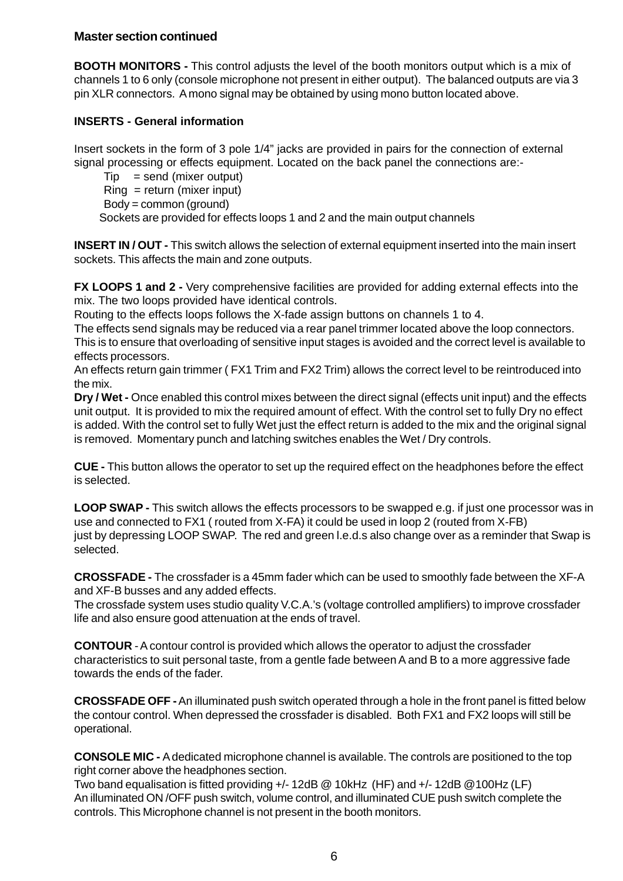**Master section continued**

**BOOTH MONITORS -** This control adjusts the level of the booth monitors output which is a mix of channels 1 to 6 only (console microphone not present in either output). The balanced outputs are via 3 pin XLR connectors. A mono signal may be obtained by using mono button located above.

**INSERTS - General information**

Insert sockets in the form of 3 pole 1/4" jacks are provided in pairs for the connection of external signal processing or effects equipment. Located on the back panel the connections are:-

Tip = send (mixer output)
Ring = return (mixer input)
Body = common (ground)
Sockets are provided for effects loops 1 and 2 and the main output channels

**INSERT IN / OUT -** This switch allows the selection of external equipment inserted into the main insert sockets. This affects the main and zone outputs.

**FX LOOPS 1 and 2 -** Very comprehensive facilities are provided for adding external effects into the mix. The two loops provided have identical controls.
Routing to the effects loops follows the X-fade assign buttons on channels 1 to 4.
The effects send signals may be reduced via a rear panel trimmer located above the loop connectors. This is to ensure that overloading of sensitive input stages is avoided and the correct level is available to effects processors.
An effects return gain trimmer ( FX1 Trim and FX2 Trim) allows the correct level to be reintroduced into the mix.
**Dry / Wet -** Once enabled this control mixes between the direct signal (effects unit input) and the effects unit output. It is provided to mix the required amount of effect. With the control set to fully Dry no effect is added. With the control set to fully Wet just the effect return is added to the mix and the original signal is removed. Momentary punch and latching switches enables the Wet / Dry controls.

**CUE -** This button allows the operator to set up the required effect on the headphones before the effect is selected.

**LOOP SWAP -** This switch allows the effects processors to be swapped e.g. if just one processor was in use and connected to FX1 ( routed from X-FA) it could be used in loop 2 (routed from X-FB) just by depressing LOOP SWAP. The red and green l.e.d.s also change over as a reminder that Swap is selected.

**CROSSFADE -** The crossfader is a 45mm fader which can be used to smoothly fade between the XF-A and XF-B busses and any added effects.
The crossfade system uses studio quality V.C.A.'s (voltage controlled amplifiers) to improve crossfader life and also ensure good attenuation at the ends of travel.

**CONTOUR** - A contour control is provided which allows the operator to adjust the crossfader characteristics to suit personal taste, from a gentle fade between A and B to a more aggressive fade towards the ends of the fader.

**CROSSFADE OFF -** An illuminated push switch operated through a hole in the front panel is fitted below the contour control. When depressed the crossfader is disabled. Both FX1 and FX2 loops will still be operational.

**CONSOLE MIC -** A dedicated microphone channel is available. The controls are positioned to the top right corner above the headphones section.
Two band equalisation is fitted providing +/- 12dB @ 10kHz (HF) and +/- 12dB @100Hz (LF)
An illuminated ON /OFF push switch, volume control, and illuminated CUE push switch complete the controls. This Microphone channel is not present in the booth monitors.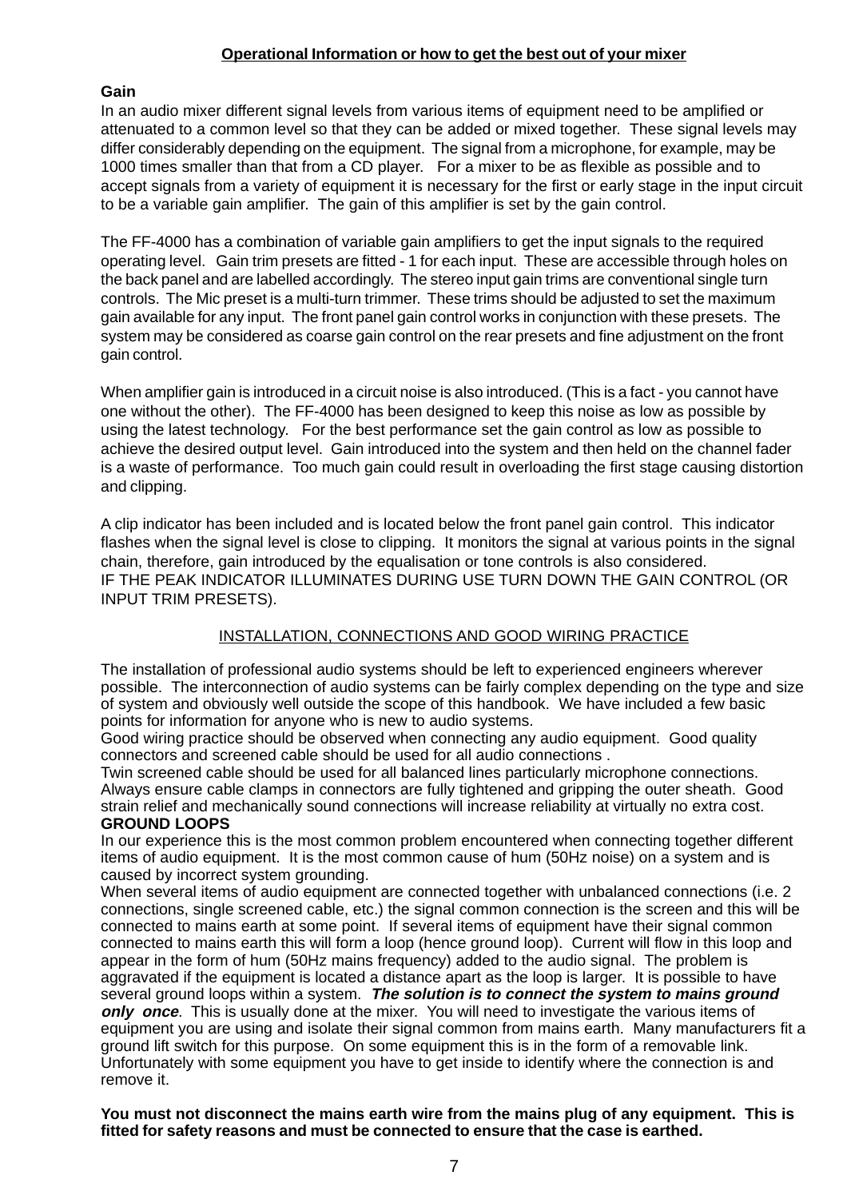## Operational Information or how to get the best out of your mixer

### Gain

In an audio mixer different signal levels from various items of equipment need to be amplified or attenuated to a common level so that they can be added or mixed together. These signal levels may differ considerably depending on the equipment. The signal from a microphone, for example, may be 1000 times smaller than that from a CD player. For a mixer to be as flexible as possible and to accept signals from a variety of equipment it is necessary for the first or early stage in the input circuit to be a variable gain amplifier. The gain of this amplifier is set by the gain control.

The FF-4000 has a combination of variable gain amplifiers to get the input signals to the required operating level. Gain trim presets are fitted - 1 for each input. These are accessible through holes on the back panel and are labelled accordingly. The stereo input gain trims are conventional single turn controls. The Mic preset is a multi-turn trimmer. These trims should be adjusted to set the maximum gain available for any input. The front panel gain control works in conjunction with these presets. The system may be considered as coarse gain control on the rear presets and fine adjustment on the front gain control.

When amplifier gain is introduced in a circuit noise is also introduced. (This is a fact - you cannot have one without the other). The FF-4000 has been designed to keep this noise as low as possible by using the latest technology. For the best performance set the gain control as low as possible to achieve the desired output level. Gain introduced into the system and then held on the channel fader is a waste of performance. Too much gain could result in overloading the first stage causing distortion and clipping.

A clip indicator has been included and is located below the front panel gain control. This indicator flashes when the signal level is close to clipping. It monitors the signal at various points in the signal chain, therefore, gain introduced by the equalisation or tone controls is also considered.
IF THE PEAK INDICATOR ILLUMINATES DURING USE TURN DOWN THE GAIN CONTROL (OR INPUT TRIM PRESETS).

## INSTALLATION, CONNECTIONS AND GOOD WIRING PRACTICE

The installation of professional audio systems should be left to experienced engineers wherever possible. The interconnection of audio systems can be fairly complex depending on the type and size of system and obviously well outside the scope of this handbook. We have included a few basic points for information for anyone who is new to audio systems.
Good wiring practice should be observed when connecting any audio equipment. Good quality connectors and screened cable should be used for all audio connections .
Twin screened cable should be used for all balanced lines particularly microphone connections. Always ensure cable clamps in connectors are fully tightened and gripping the outer sheath. Good strain relief and mechanically sound connections will increase reliability at virtually no extra cost.

### GROUND LOOPS

In our experience this is the most common problem encountered when connecting together different items of audio equipment. It is the most common cause of hum (50Hz noise) on a system and is caused by incorrect system grounding.
When several items of audio equipment are connected together with unbalanced connections (i.e. 2 connections, single screened cable, etc.) the signal common connection is the screen and this will be connected to mains earth at some point. If several items of equipment have their signal common connected to mains earth this will form a loop (hence ground loop). Current will flow in this loop and appear in the form of hum (50Hz mains frequency) added to the audio signal. The problem is aggravated if the equipment is located a distance apart as the loop is larger. It is possible to have several ground loops within a system. ***The solution is to connect the system to mains ground only once***. This is usually done at the mixer. You will need to investigate the various items of equipment you are using and isolate their signal common from mains earth. Many manufacturers fit a ground lift switch for this purpose. On some equipment this is in the form of a removable link. Unfortunately with some equipment you have to get inside to identify where the connection is and remove it.

**You must not disconnect the mains earth wire from the mains plug of any equipment. This is fitted for safety reasons and must be connected to ensure that the case is earthed.**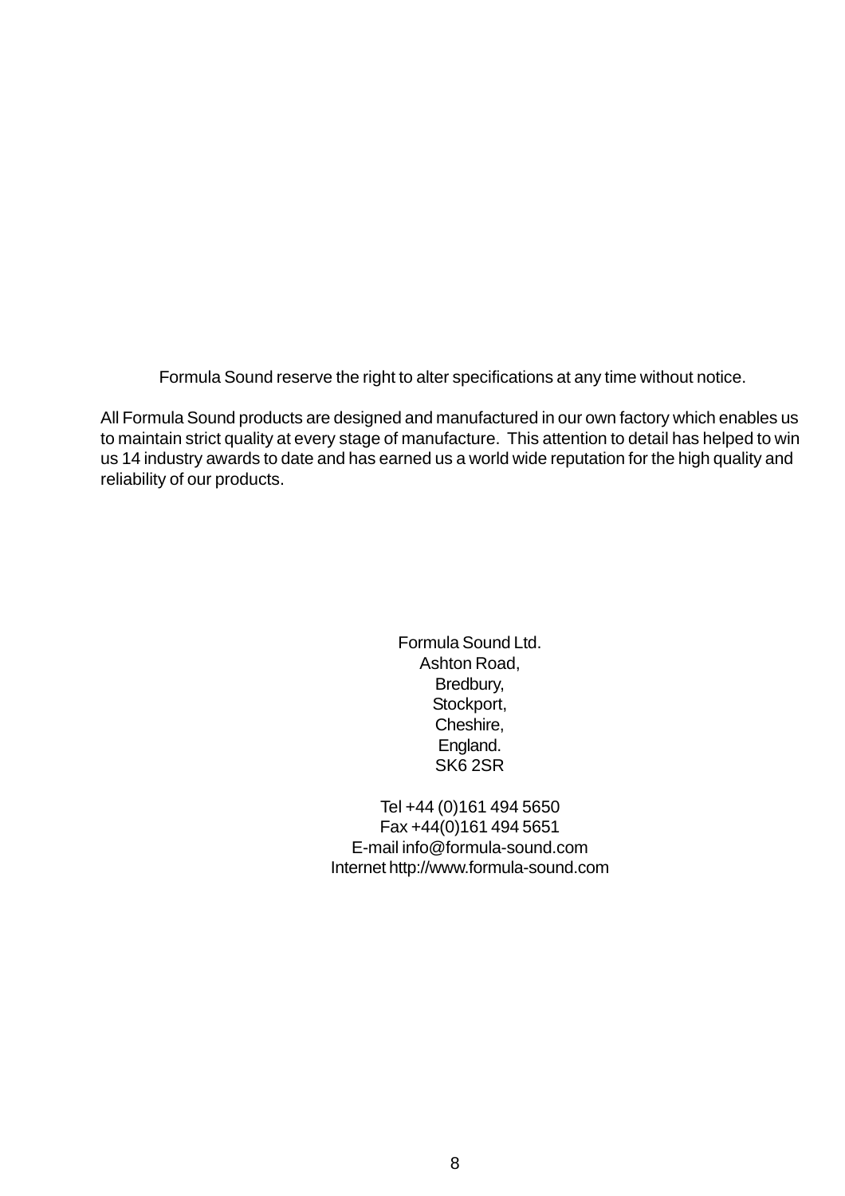Formula Sound reserve the right to alter specifications at any time without notice.

All Formula Sound products are designed and manufactured in our own factory which enables us to maintain strict quality at every stage of manufacture. This attention to detail has helped to win us 14 industry awards to date and has earned us a world wide reputation for the high quality and reliability of our products.

Formula Sound Ltd.  
Ashton Road,  
Bredbury,  
Stockport,  
Cheshire,  
England.  
SK6 2SR

Tel +44 (0)161 494 5650  
Fax +44(0)161 494 5651  
E-mail info@formula-sound.com  
Internet http://www.formula-sound.com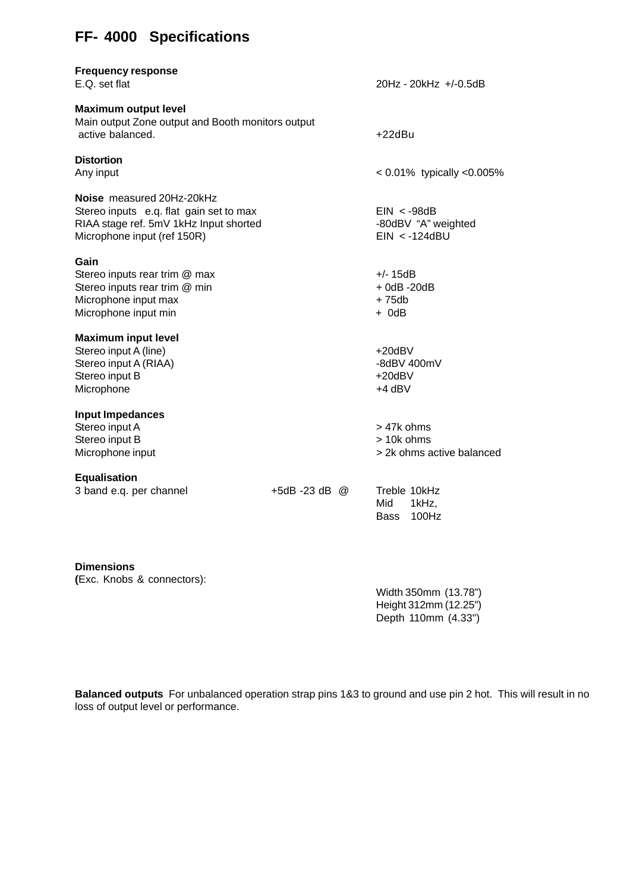# FF- 4000 Specifications

| | | |
|---|---|---|
| **Frequency response** | | |
| E.Q. set flat | | 20Hz - 20kHz +/-0.5dB |
| **Maximum output level** | | |
| Main output Zone output and Booth monitors output active balanced. | | +22dBu |
| **Distortion** | | |
| Any input | | < 0.01% typically <0.005% |
| **Noise** measured 20Hz-20kHz | | |
| Stereo inputs e.q. flat gain set to max | | EIN < -98dB |
| RIAA stage ref. 5mV 1kHz Input shorted | | -80dBV "A" weighted |
| Microphone input (ref 150R) | | EIN < -124dBU |
| **Gain** | | |
| Stereo inputs rear trim @ max | | +/- 15dB |
| Stereo inputs rear trim @ min | | + 0dB -20dB |
| Microphone input max | | + 75db |
| Microphone input min | | + 0dB |
| **Maximum input level** | | |
| Stereo input A (line) | | +20dBV |
| Stereo input A (RIAA) | | -8dBV 400mV |
| Stereo input B | | +20dBV |
| Microphone | | +4 dBV |
| **Input Impedances** | | |
| Stereo input A | | > 47k ohms |
| Stereo input B | | > 10k ohms |
| Microphone input | | > 2k ohms active balanced |
| **Equalisation** | | |
| 3 band e.q. per channel | +5dB -23 dB @ | Treble 10kHz<br>Mid 1kHz,<br>Bass 100Hz |

**Dimensions**
**(**Exc. Knobs & connectors):

Width 350mm (13.78")
Height 312mm (12.25")
Depth 110mm (4.33")

**Balanced outputs** For unbalanced operation strap pins 1&3 to ground and use pin 2 hot. This will result in no loss of output level or performance.